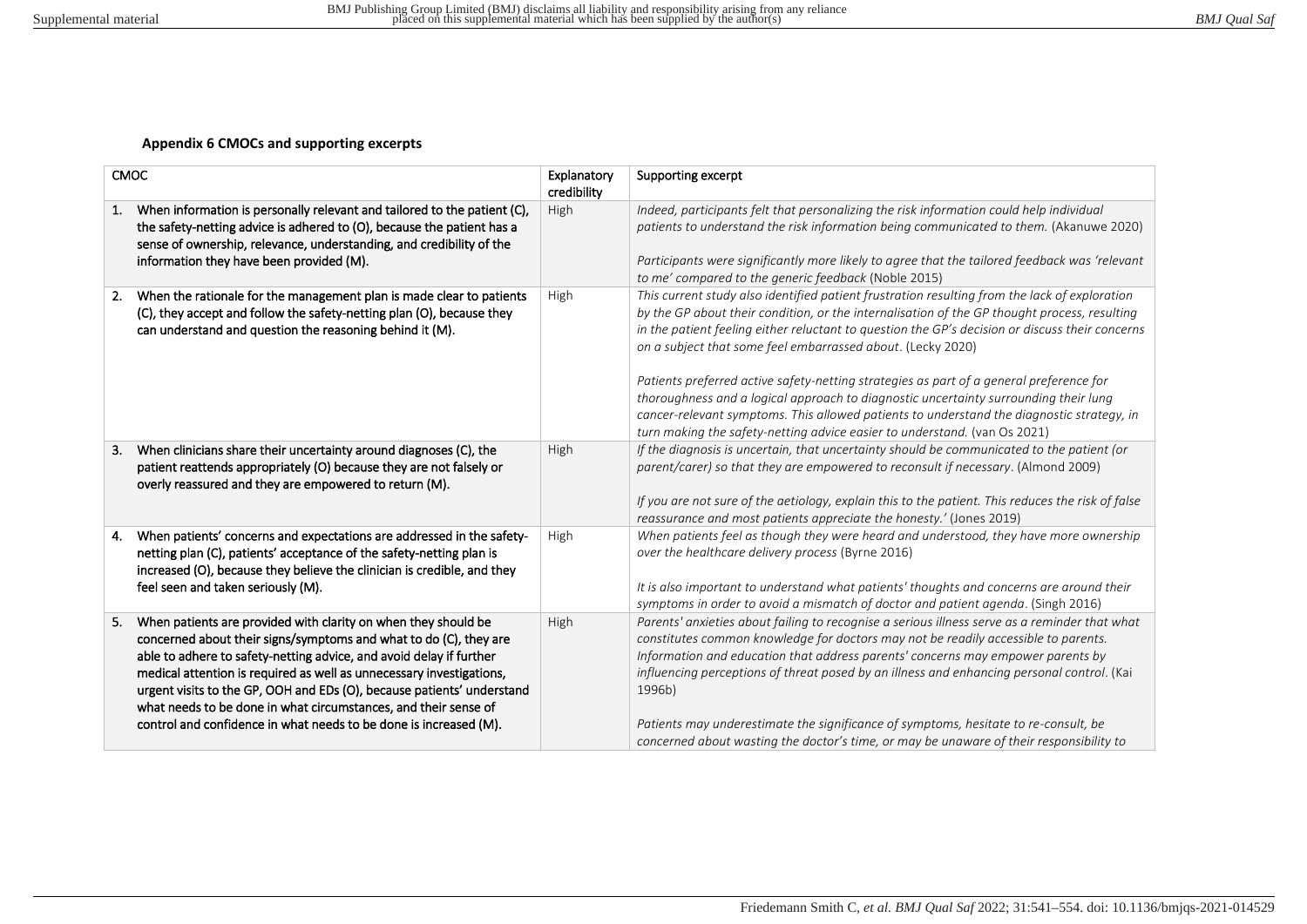### Appendix 6 CMOCs and supporting excerpts

| CMOC | Explanatory credibility | Supporting excerpt |
|---|---|---|
| 1. When information is personally relevant and tailored to the patient (C), the safety-netting advice is adhered to (O), because the patient has a sense of ownership, relevance, understanding, and credibility of the information they have been provided (M). | High | *Indeed, participants felt that personalizing the risk information could help individual patients to understand the risk information being communicated to them.* (Akanuwe 2020)<br><br>*Participants were significantly more likely to agree that the tailored feedback was 'relevant to me' compared to the generic feedback* (Noble 2015) |
| 2. When the rationale for the management plan is made clear to patients (C), they accept and follow the safety-netting plan (O), because they can understand and question the reasoning behind it (M). | High | *This current study also identified patient frustration resulting from the lack of exploration by the GP about their condition, or the internalisation of the GP thought process, resulting in the patient feeling either reluctant to question the GP's decision or discuss their concerns on a subject that some feel embarrassed about*. (Lecky 2020)<br><br>*Patients preferred active safety-netting strategies as part of a general preference for thoroughness and a logical approach to diagnostic uncertainty surrounding their lung cancer-relevant symptoms. This allowed patients to understand the diagnostic strategy, in turn making the safety-netting advice easier to understand.* (van Os 2021) |
| 3. When clinicians share their uncertainty around diagnoses (C), the patient reattends appropriately (O) because they are not falsely or overly reassured and they are empowered to return (M). | High | *If the diagnosis is uncertain, that uncertainty should be communicated to the patient (or parent/carer) so that they are empowered to reconsult if necessary*. (Almond 2009)<br><br>*If you are not sure of the aetiology, explain this to the patient. This reduces the risk of false reassurance and most patients appreciate the honesty.'* (Jones 2019) |
| 4. When patients' concerns and expectations are addressed in the safety-netting plan (C), patients' acceptance of the safety-netting plan is increased (O), because they believe the clinician is credible, and they feel seen and taken seriously (M). | High | *When patients feel as though they were heard and understood, they have more ownership over the healthcare delivery process* (Byrne 2016)<br><br>*It is also important to understand what patients' thoughts and concerns are around their symptoms in order to avoid a mismatch of doctor and patient agenda*. (Singh 2016) |
| 5. When patients are provided with clarity on when they should be concerned about their signs/symptoms and what to do (C), they are able to adhere to safety-netting advice, and avoid delay if further medical attention is required as well as unnecessary investigations, urgent visits to the GP, OOH and EDs (O), because patients' understand what needs to be done in what circumstances, and their sense of control and confidence in what needs to be done is increased (M). | High | *Parents' anxieties about failing to recognise a serious illness serve as a reminder that what constitutes common knowledge for doctors may not be readily accessible to parents. Information and education that address parents' concerns may empower parents by influencing perceptions of threat posed by an illness and enhancing personal control*. (Kai 1996b)<br><br>*Patients may underestimate the significance of symptoms, hesitate to re-consult, be concerned about wasting the doctor's time, or may be unaware of their responsibility to* |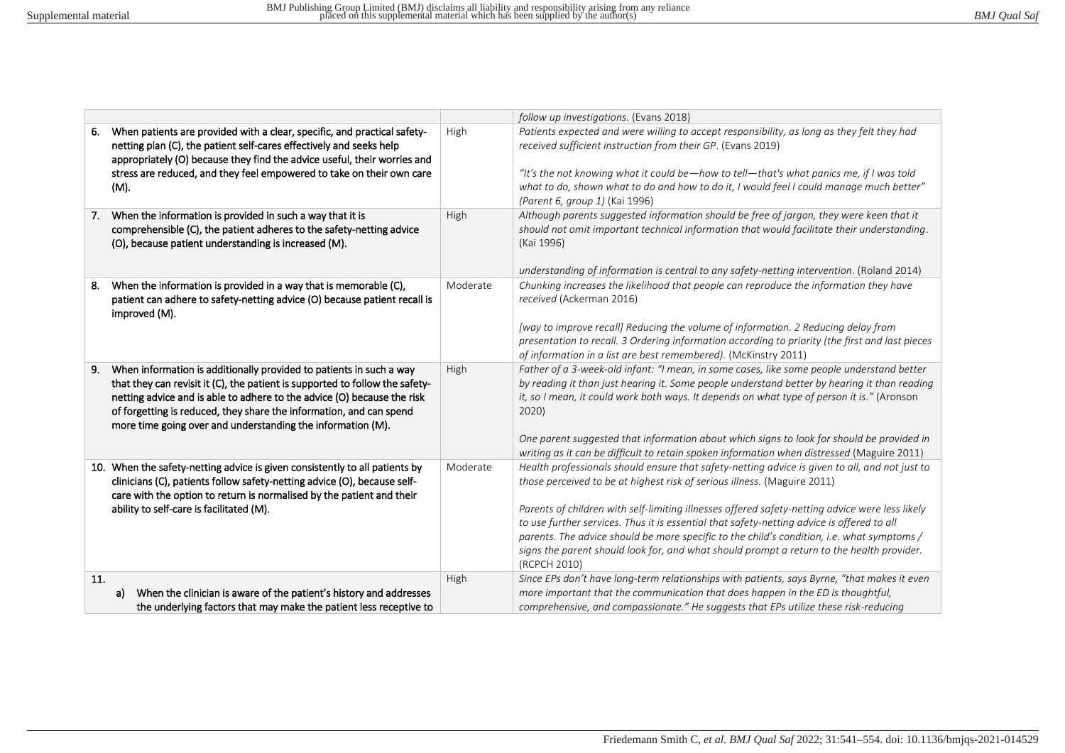| | | |
|---|---|---|
| | | *follow up investigations.* (Evans 2018) |
| 6. When patients are provided with a clear, specific, and practical safety-netting plan (C), the patient self-cares effectively and seeks help appropriately (O) because they find the advice useful, their worries and stress are reduced, and they feel empowered to take on their own care (M). | High | *Patients expected and were willing to accept responsibility, as long as they felt they had received sufficient instruction from their GP*. (Evans 2019)<br><br>*"It's the not knowing what it could be—how to tell—that's what panics me, if I was told what to do, shown what to do and how to do it, I would feel I could manage much better" (Parent 6, group 1)* (Kai 1996) |
| 7. When the information is provided in such a way that it is comprehensible (C), the patient adheres to the safety-netting advice (O), because patient understanding is increased (M). | High | *Although parents suggested information should be free of jargon, they were keen that it should not omit important technical information that would facilitate their understanding*. (Kai 1996)<br><br>*understanding of information is central to any safety-netting intervention*. (Roland 2014) |
| 8. When the information is provided in a way that is memorable (C), patient can adhere to safety-netting advice (O) because patient recall is improved (M). | Moderate | *Chunking increases the likelihood that people can reproduce the information they have received* (Ackerman 2016)<br><br>*[way to improve recall] Reducing the volume of information. 2 Reducing delay from presentation to recall. 3 Ordering information according to priority (the first and last pieces of information in a list are best remembered).* (McKinstry 2011) |
| 9. When information is additionally provided to patients in such a way that they can revisit it (C), the patient is supported to follow the safety-netting advice and is able to adhere to the advice (O) because the risk of forgetting is reduced, they share the information, and can spend more time going over and understanding the information (M). | High | *Father of a 3-week-old infant: "I mean, in some cases, like some people understand better by reading it than just hearing it. Some people understand better by hearing it than reading it, so I mean, it could work both ways. It depends on what type of person it is."* (Aronson 2020)<br><br>*One parent suggested that information about which signs to look for should be provided in writing as it can be difficult to retain spoken information when distressed* (Maguire 2011) |
| 10. When the safety-netting advice is given consistently to all patients by clinicians (C), patients follow safety-netting advice (O), because self-care with the option to return is normalised by the patient and their ability to self-care is facilitated (M). | Moderate | *Health professionals should ensure that safety-netting advice is given to all, and not just to those perceived to be at highest risk of serious illness.* (Maguire 2011)<br><br>*Parents of children with self-limiting illnesses offered safety-netting advice were less likely to use further services. Thus it is essential that safety-netting advice is offered to all parents. The advice should be more specific to the child's condition, i.e. what symptoms / signs the parent should look for, and what should prompt a return to the health provider.* (RCPCH 2010) |
| 11.<br>a) When the clinician is aware of the patient's history and addresses the underlying factors that may make the patient less receptive to | High | *Since EPs don't have long-term relationships with patients, says Byrne, "that makes it even more important that the communication that does happen in the ED is thoughtful, comprehensive, and compassionate." He suggests that EPs utilize these risk-reducing* |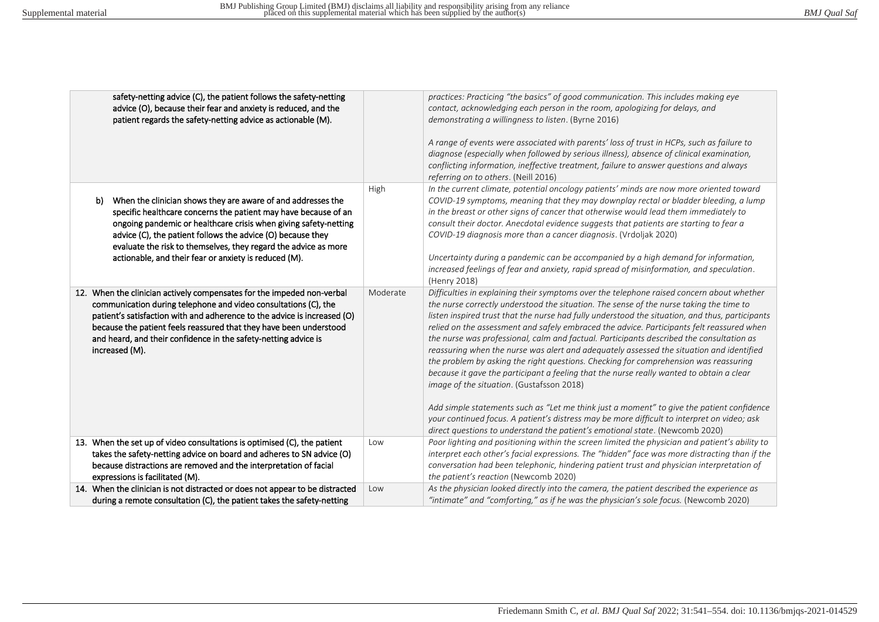| | | |
|---|---|---|
| safety-netting advice (C), the patient follows the safety-netting advice (O), because their fear and anxiety is reduced, and the patient regards the safety-netting advice as actionable (M). | | *practices: Practicing "the basics" of good communication. This includes making eye contact, acknowledging each person in the room, apologizing for delays, and demonstrating a willingness to listen*. (Byrne 2016)<br><br>*A range of events were associated with parents' loss of trust in HCPs, such as failure to diagnose (especially when followed by serious illness), absence of clinical examination, conflicting information, ineffective treatment, failure to answer questions and always referring on to others*. (Neill 2016) |
| b) When the clinician shows they are aware of and addresses the specific healthcare concerns the patient may have because of an ongoing pandemic or healthcare crisis when giving safety-netting advice (C), the patient follows the advice (O) because they evaluate the risk to themselves, they regard the advice as more actionable, and their fear or anxiety is reduced (M). | High | *In the current climate, potential oncology patients' minds are now more oriented toward COVID-19 symptoms, meaning that they may downplay rectal or bladder bleeding, a lump in the breast or other signs of cancer that otherwise would lead them immediately to consult their doctor. Anecdotal evidence suggests that patients are starting to fear a COVID-19 diagnosis more than a cancer diagnosis*. (Vrdoljak 2020)<br><br>*Uncertainty during a pandemic can be accompanied by a high demand for information, increased feelings of fear and anxiety, rapid spread of misinformation, and speculation*. (Henry 2018) |
| 12. When the clinician actively compensates for the impeded non-verbal communication during telephone and video consultations (C), the patient's satisfaction with and adherence to the advice is increased (O) because the patient feels reassured that they have been understood and heard, and their confidence in the safety-netting advice is increased (M). | Moderate | *Difficulties in explaining their symptoms over the telephone raised concern about whether the nurse correctly understood the situation. The sense of the nurse taking the time to listen inspired trust that the nurse had fully understood the situation, and thus, participants relied on the assessment and safely embraced the advice. Participants felt reassured when the nurse was professional, calm and factual. Participants described the consultation as reassuring when the nurse was alert and adequately assessed the situation and identified the problem by asking the right questions. Checking for comprehension was reassuring because it gave the participant a feeling that the nurse really wanted to obtain a clear image of the situation*. (Gustafsson 2018)<br><br>*Add simple statements such as "Let me think just a moment" to give the patient confidence your continued focus. A patient's distress may be more difficult to interpret on video; ask direct questions to understand the patient's emotional state*. (Newcomb 2020) |
| 13. When the set up of video consultations is optimised (C), the patient takes the safety-netting advice on board and adheres to SN advice (O) because distractions are removed and the interpretation of facial expressions is facilitated (M). | Low | *Poor lighting and positioning within the screen limited the physician and patient's ability to interpret each other's facial expressions. The "hidden" face was more distracting than if the conversation had been telephonic, hindering patient trust and physician interpretation of the patient's reaction* (Newcomb 2020) |
| 14. When the clinician is not distracted or does not appear to be distracted during a remote consultation (C), the patient takes the safety-netting | Low | *As the physician looked directly into the camera, the patient described the experience as "intimate" and "comforting," as if he was the physician's sole focus.* (Newcomb 2020) |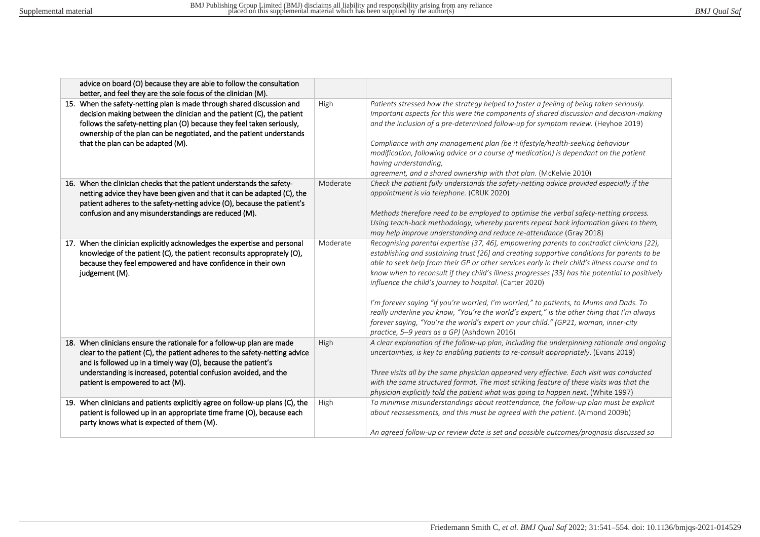| | | |
|---|---|---|
| advice on board (O) because they are able to follow the consultation better, and feel they are the sole focus of the clinician (M). | | |
| 15. When the safety-netting plan is made through shared discussion and decision making between the clinician and the patient (C), the patient follows the safety-netting plan (O) because they feel taken seriously, ownership of the plan can be negotiated, and the patient understands that the plan can be adapted (M). | High | *Patients stressed how the strategy helped to foster a feeling of being taken seriously. Important aspects for this were the components of shared discussion and decision-making and the inclusion of a pre-determined follow-up for symptom review.* (Heyhoe 2019)<br><br>*Compliance with any management plan (be it lifestyle/health-seeking behaviour modification, following advice or a course of medication) is dependant on the patient having understanding, agreement, and a shared ownership with that plan.* (McKelvie 2010) |
| 16. When the clinician checks that the patient understands the safety-netting advice they have been given and that it can be adapted (C), the patient adheres to the safety-netting advice (O), because the patient's confusion and any misunderstandings are reduced (M). | Moderate | *Check the patient fully understands the safety-netting advice provided especially if the appointment is via telephone.* (CRUK 2020)<br><br>*Methods therefore need to be employed to optimise the verbal safety-netting process. Using teach-back methodology, whereby parents repeat back information given to them, may help improve understanding and reduce re-attendance* (Gray 2018) |
| 17. When the clinician explicitly acknowledges the expertise and personal knowledge of the patient (C), the patient reconsults appropriately (O), because they feel empowered and have confidence in their own judgement (M). | Moderate | *Recognising parental expertise [37, 46], empowering parents to contradict clinicians [22], establishing and sustaining trust [26] and creating supportive conditions for parents to be able to seek help from their GP or other services early in their child's illness course and to know when to reconsult if they child's illness progresses [33] has the potential to positively influence the child's journey to hospital.* (Carter 2020)<br><br>*I'm forever saying "If you're worried, I'm worried," to patients, to Mums and Dads. To really underline you know, "You're the world's expert," is the other thing that I'm always forever saying, "You're the world's expert on your child." (GP21, woman, inner-city practice, 5–9 years as a GP)* (Ashdown 2016) |
| 18. When clinicians ensure the rationale for a follow-up plan are made clear to the patient (C), the patient adheres to the safety-netting advice and is followed up in a timely way (O), because the patient's understanding is increased, potential confusion avoided, and the patient is empowered to act (M). | High | *A clear explanation of the follow-up plan, including the underpinning rationale and ongoing uncertainties, is key to enabling patients to re-consult appropriately.* (Evans 2019)<br><br>*Three visits all by the same physician appeared very effective. Each visit was conducted with the same structured format. The most striking feature of these visits was that the physician explicitly told the patient what was going to happen next.* (White 1997) |
| 19. When clinicians and patients explicitly agree on follow-up plans (C), the patient is followed up in an appropriate time frame (O), because each party knows what is expected of them (M). | High | *To minimise misunderstandings about reattendance, the follow-up plan must be explicit about reassessments, and this must be agreed with the patient.* (Almond 2009b)<br><br>*An agreed follow-up or review date is set and possible outcomes/prognosis discussed so* |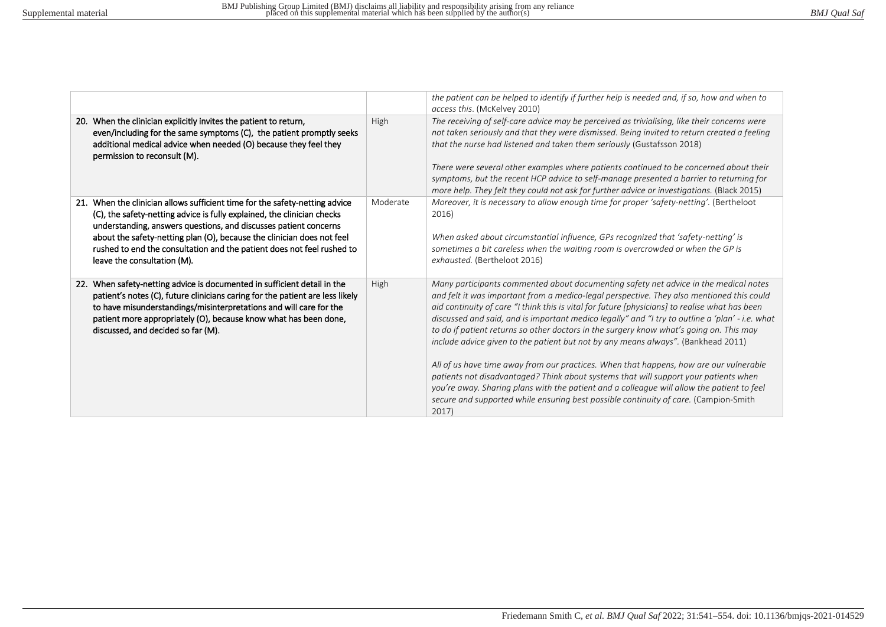| | | |
|---|---|---|
| | | *the patient can be helped to identify if further help is needed and, if so, how and when to access this.* (McKelvey 2010) |
| 20. When the clinician explicitly invites the patient to return, even/including for the same symptoms (C), the patient promptly seeks additional medical advice when needed (O) because they feel they permission to reconsult (M). | High | *The receiving of self-care advice may be perceived as trivialising, like their concerns were not taken seriously and that they were dismissed. Being invited to return created a feeling that the nurse had listened and taken them seriously* (Gustafsson 2018)<br><br>*There were several other examples where patients continued to be concerned about their symptoms, but the recent HCP advice to self-manage presented a barrier to returning for more help. They felt they could not ask for further advice or investigations.* (Black 2015) |
| 21. When the clinician allows sufficient time for the safety-netting advice (C), the safety-netting advice is fully explained, the clinician checks understanding, answers questions, and discusses patient concerns about the safety-netting plan (O), because the clinician does not feel rushed to end the consultation and the patient does not feel rushed to leave the consultation (M). | Moderate | *Moreover, it is necessary to allow enough time for proper 'safety-netting'.* (Bertheloot 2016)<br><br>*When asked about circumstantial influence, GPs recognized that 'safety-netting' is sometimes a bit careless when the waiting room is overcrowded or when the GP is exhausted.* (Bertheloot 2016) |
| 22. When safety-netting advice is documented in sufficient detail in the patient's notes (C), future clinicians caring for the patient are less likely to have misunderstandings/misinterpretations and will care for the patient more appropriately (O), because know what has been done, discussed, and decided so far (M). | High | *Many participants commented about documenting safety net advice in the medical notes and felt it was important from a medico-legal perspective. They also mentioned this could aid continuity of care "I think this is vital for future [physicians] to realise what has been discussed and said, and is important medico legally" and "I try to outline a 'plan' - i.e. what to do if patient returns so other doctors in the surgery know what's going on. This may include advice given to the patient but not by any means always".* (Bankhead 2011)<br><br>*All of us have time away from our practices. When that happens, how are our vulnerable patients not disadvantaged? Think about systems that will support your patients when you're away. Sharing plans with the patient and a colleague will allow the patient to feel secure and supported while ensuring best possible continuity of care.* (Campion-Smith 2017) |